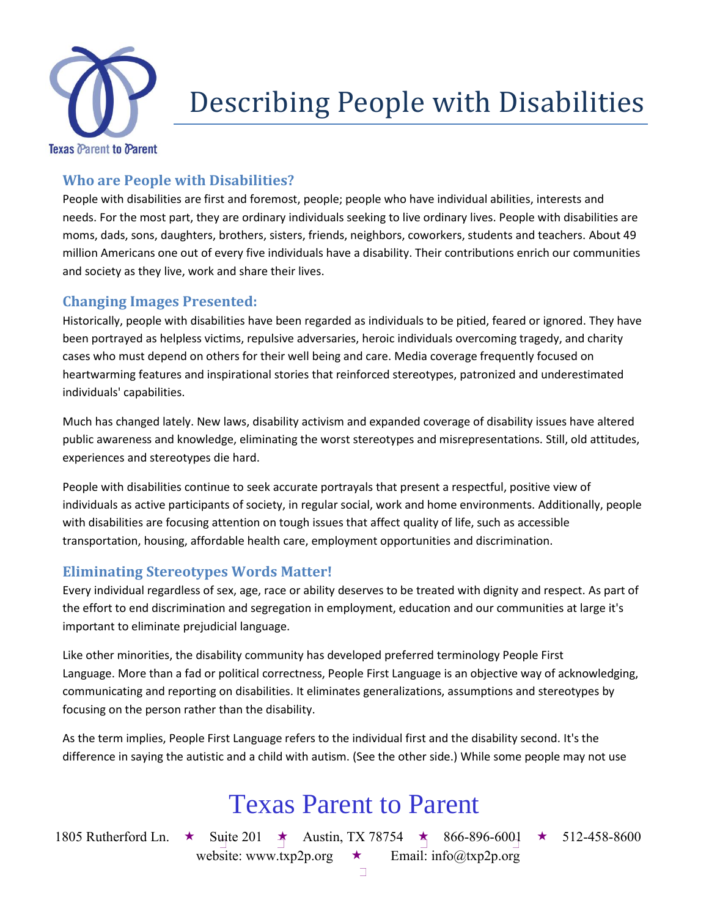Texas Parent to Parent

# Describing People with Disabilities

## Who are People with Disabilities?

People with disabilities are first and foremost, people; people who have individual abilities, interests and needs. For the most part, they are ordinary individuals seeking to live ordinary lives. People with disabilities are moms, dads, sons, daughters, brothers, sisters, friends, neighbors, coworkers, students and teachers. About 49 million Americans one out of every five individuals have a disability. Their contributions enrich our communities and society as they live, work and share their lives.

## Changing Images Presented:

Historically, people with disabilities have been regarded as individuals to be pitied, feared or ignored. They have been portrayed as helpless victims, repulsive adversaries, heroic individuals overcoming tragedy, and charity cases who must depend on others for their well being and care. Media coverage frequently focused on heartwarming features and inspirational stories that reinforced stereotypes, patronized and underestimated individuals' capabilities.

Much has changed lately. New laws, disability activism and expanded coverage of disability issues have altered public awareness and knowledge, eliminating the worst stereotypes and misrepresentations. Still, old attitudes, experiences and stereotypes die hard.

People with disabilities continue to seek accurate portrayals that present a respectful, positive view of individuals as active participants of society, in regular social, work and home environments. Additionally, people with disabilities are focusing attention on tough issues that affect quality of life, such as accessible transportation, housing, affordable health care, employment opportunities and discrimination.

## Eliminating Stereotypes Words Matter!

Every individual regardless of sex, age, race or ability deserves to be treated with dignity and respect. As part of the effort to end discrimination and segregation in employment, education and our communities at large it's important to eliminate prejudicial language.

Like other minorities, the disability community has developed preferred terminology People First Language. More than a fad or political correctness, People First Language is an objective way of acknowledging, communicating and reporting on disabilities. It eliminates generalizations, assumptions and stereotypes by focusing on the person rather than the disability.

As the term implies, People First Language refers to the individual first and the disability second. It's the difference in saying the autistic and a child with autism. (See the other side.) While some people may not use

Texas Parent to Parent

1805 Rutherford Ln. ★ Suite 201 ★ Austin, TX 78754 ★ 866-896-6001 ★ 512-458-8600
website: www.txp2p.org ★ Email: info@txp2p.org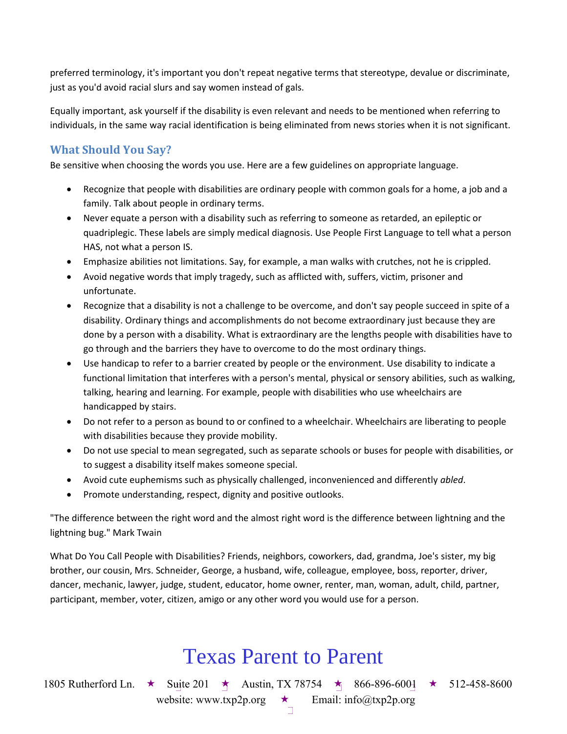preferred terminology, it's important you don't repeat negative terms that stereotype, devalue or discriminate, just as you'd avoid racial slurs and say women instead of gals.

Equally important, ask yourself if the disability is even relevant and needs to be mentioned when referring to individuals, in the same way racial identification is being eliminated from news stories when it is not significant.

### What Should You Say?

Be sensitive when choosing the words you use. Here are a few guidelines on appropriate language.

- Recognize that people with disabilities are ordinary people with common goals for a home, a job and a family. Talk about people in ordinary terms.
- Never equate a person with a disability such as referring to someone as retarded, an epileptic or quadriplegic. These labels are simply medical diagnosis. Use People First Language to tell what a person HAS, not what a person IS.
- Emphasize abilities not limitations. Say, for example, a man walks with crutches, not he is crippled.
- Avoid negative words that imply tragedy, such as afflicted with, suffers, victim, prisoner and unfortunate.
- Recognize that a disability is not a challenge to be overcome, and don't say people succeed in spite of a disability. Ordinary things and accomplishments do not become extraordinary just because they are done by a person with a disability. What is extraordinary are the lengths people with disabilities have to go through and the barriers they have to overcome to do the most ordinary things.
- Use handicap to refer to a barrier created by people or the environment. Use disability to indicate a functional limitation that interferes with a person's mental, physical or sensory abilities, such as walking, talking, hearing and learning. For example, people with disabilities who use wheelchairs are handicapped by stairs.
- Do not refer to a person as bound to or confined to a wheelchair. Wheelchairs are liberating to people with disabilities because they provide mobility.
- Do not use special to mean segregated, such as separate schools or buses for people with disabilities, or to suggest a disability itself makes someone special.
- Avoid cute euphemisms such as physically challenged, inconvenienced and differently *abled*.
- Promote understanding, respect, dignity and positive outlooks.

"The difference between the right word and the almost right word is the difference between lightning and the lightning bug." Mark Twain

What Do You Call People with Disabilities? Friends, neighbors, coworkers, dad, grandma, Joe's sister, my big brother, our cousin, Mrs. Schneider, George, a husband, wife, colleague, employee, boss, reporter, driver, dancer, mechanic, lawyer, judge, student, educator, home owner, renter, man, woman, adult, child, partner, participant, member, voter, citizen, amigo or any other word you would use for a person.

## Texas Parent to Parent

1805 Rutherford Ln. ★ Suite 201 ★ Austin, TX 78754 ★ 866-896-6001 ★ 512-458-8600
website: www.txp2p.org ★ Email: info@txp2p.org